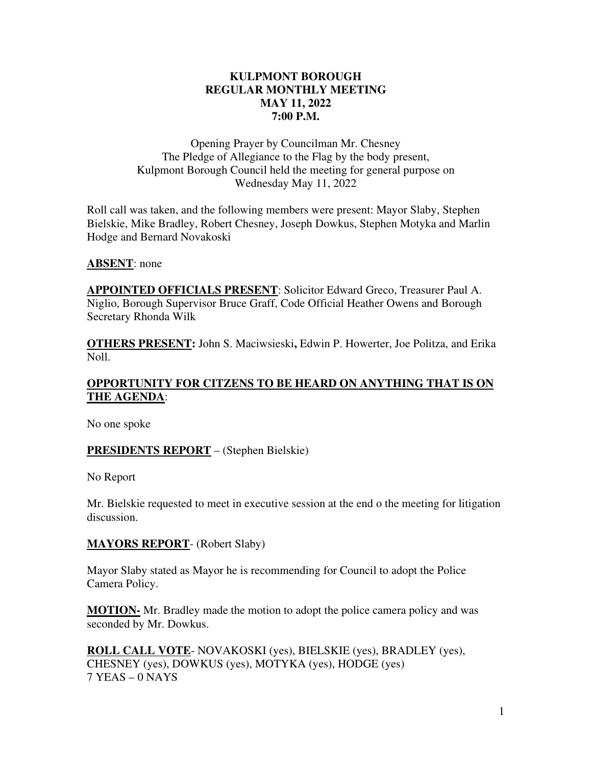# KULPMONT BOROUGH
## REGULAR MONTHLY MEETING
## MAY 11, 2022
## 7:00 P.M.

Opening Prayer by Councilman Mr. Chesney
The Pledge of Allegiance to the Flag by the body present,
Kulpmont Borough Council held the meeting for general purpose on
Wednesday May 11, 2022

Roll call was taken, and the following members were present: Mayor Slaby, Stephen Bielskie, Mike Bradley, Robert Chesney, Joseph Dowkus, Stephen Motyka and Marlin Hodge and Bernard Novakoski

**ABSENT**: none

**APPOINTED OFFICIALS PRESENT**: Solicitor Edward Greco, Treasurer Paul A. Niglio, Borough Supervisor Bruce Graff, Code Official Heather Owens and Borough Secretary Rhonda Wilk

**OTHERS PRESENT:** John S. Maciwsieski**,** Edwin P. Howerter, Joe Politza, and Erika Noll.

**OPPORTUNITY FOR CITIZENS TO BE HEARD ON ANYTHING THAT IS ON THE AGENDA**:

No one spoke

**PRESIDENTS REPORT** – (Stephen Bielskie)

No Report

Mr. Bielskie requested to meet in executive session at the end o the meeting for litigation discussion.

**MAYORS REPORT**- (Robert Slaby)

Mayor Slaby stated as Mayor he is recommending for Council to adopt the Police Camera Policy.

**MOTION-** Mr. Bradley made the motion to adopt the police camera policy and was seconded by Mr. Dowkus.

**ROLL CALL VOTE**- NOVAKOSKI (yes), BIELSKIE (yes), BRADLEY (yes), CHESNEY (yes), DOWKUS (yes), MOTYKA (yes), HODGE (yes)
7 YEAS – 0 NAYS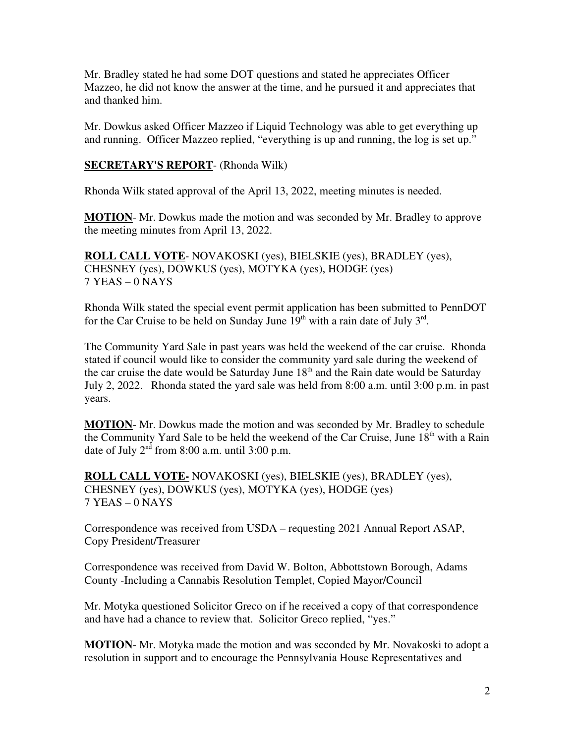Mr. Bradley stated he had some DOT questions and stated he appreciates Officer Mazzeo, he did not know the answer at the time, and he pursued it and appreciates that and thanked him.

Mr. Dowkus asked Officer Mazzeo if Liquid Technology was able to get everything up and running. Officer Mazzeo replied, "everything is up and running, the log is set up."

**SECRETARY'S REPORT**- (Rhonda Wilk)

Rhonda Wilk stated approval of the April 13, 2022, meeting minutes is needed.

**MOTION**- Mr. Dowkus made the motion and was seconded by Mr. Bradley to approve the meeting minutes from April 13, 2022.

**ROLL CALL VOTE**- NOVAKOSKI (yes), BIELSKIE (yes), BRADLEY (yes), CHESNEY (yes), DOWKUS (yes), MOTYKA (yes), HODGE (yes)
7 YEAS – 0 NAYS

Rhonda Wilk stated the special event permit application has been submitted to PennDOT for the Car Cruise to be held on Sunday June 19th with a rain date of July 3rd.

The Community Yard Sale in past years was held the weekend of the car cruise. Rhonda stated if council would like to consider the community yard sale during the weekend of the car cruise the date would be Saturday June 18th and the Rain date would be Saturday July 2, 2022. Rhonda stated the yard sale was held from 8:00 a.m. until 3:00 p.m. in past years.

**MOTION**- Mr. Dowkus made the motion and was seconded by Mr. Bradley to schedule the Community Yard Sale to be held the weekend of the Car Cruise, June 18th with a Rain date of July 2nd from 8:00 a.m. until 3:00 p.m.

**ROLL CALL VOTE-** NOVAKOSKI (yes), BIELSKIE (yes), BRADLEY (yes), CHESNEY (yes), DOWKUS (yes), MOTYKA (yes), HODGE (yes)
7 YEAS – 0 NAYS

Correspondence was received from USDA – requesting 2021 Annual Report ASAP, Copy President/Treasurer

Correspondence was received from David W. Bolton, Abbottstown Borough, Adams County -Including a Cannabis Resolution Templet, Copied Mayor/Council

Mr. Motyka questioned Solicitor Greco on if he received a copy of that correspondence and have had a chance to review that. Solicitor Greco replied, "yes."

**MOTION**- Mr. Motyka made the motion and was seconded by Mr. Novakoski to adopt a resolution in support and to encourage the Pennsylvania House Representatives and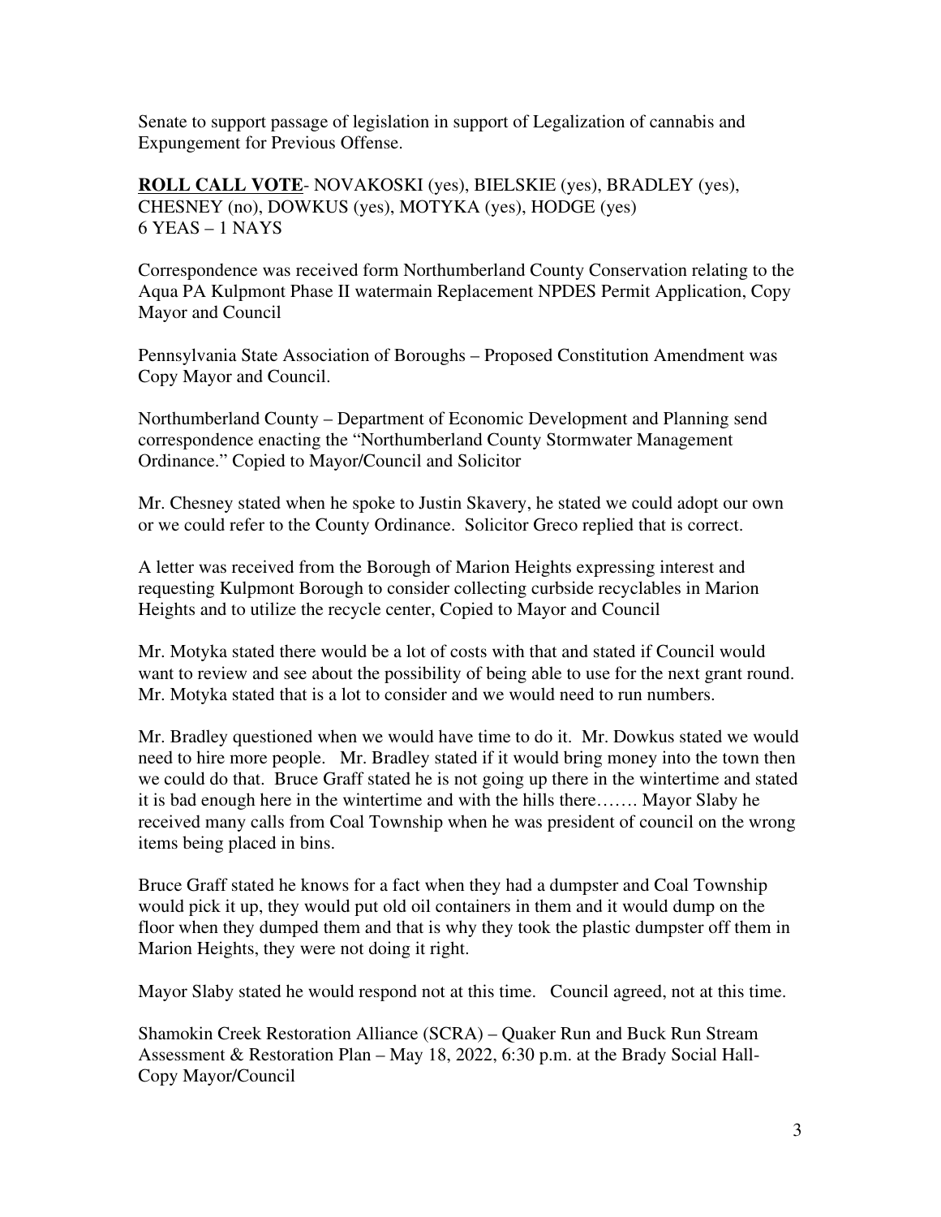Senate to support passage of legislation in support of Legalization of cannabis and Expungement for Previous Offense.

**ROLL CALL VOTE**- NOVAKOSKI (yes), BIELSKIE (yes), BRADLEY (yes), CHESNEY (no), DOWKUS (yes), MOTYKA (yes), HODGE (yes)
6 YEAS – 1 NAYS

Correspondence was received form Northumberland County Conservation relating to the Aqua PA Kulpmont Phase II watermain Replacement NPDES Permit Application, Copy Mayor and Council

Pennsylvania State Association of Boroughs – Proposed Constitution Amendment was Copy Mayor and Council.

Northumberland County – Department of Economic Development and Planning send correspondence enacting the "Northumberland County Stormwater Management Ordinance." Copied to Mayor/Council and Solicitor

Mr. Chesney stated when he spoke to Justin Skavery, he stated we could adopt our own or we could refer to the County Ordinance. Solicitor Greco replied that is correct.

A letter was received from the Borough of Marion Heights expressing interest and requesting Kulpmont Borough to consider collecting curbside recyclables in Marion Heights and to utilize the recycle center, Copied to Mayor and Council

Mr. Motyka stated there would be a lot of costs with that and stated if Council would want to review and see about the possibility of being able to use for the next grant round. Mr. Motyka stated that is a lot to consider and we would need to run numbers.

Mr. Bradley questioned when we would have time to do it. Mr. Dowkus stated we would need to hire more people. Mr. Bradley stated if it would bring money into the town then we could do that. Bruce Graff stated he is not going up there in the wintertime and stated it is bad enough here in the wintertime and with the hills there……. Mayor Slaby he received many calls from Coal Township when he was president of council on the wrong items being placed in bins.

Bruce Graff stated he knows for a fact when they had a dumpster and Coal Township would pick it up, they would put old oil containers in them and it would dump on the floor when they dumped them and that is why they took the plastic dumpster off them in Marion Heights, they were not doing it right.

Mayor Slaby stated he would respond not at this time. Council agreed, not at this time.

Shamokin Creek Restoration Alliance (SCRA) – Quaker Run and Buck Run Stream Assessment & Restoration Plan – May 18, 2022, 6:30 p.m. at the Brady Social Hall- Copy Mayor/Council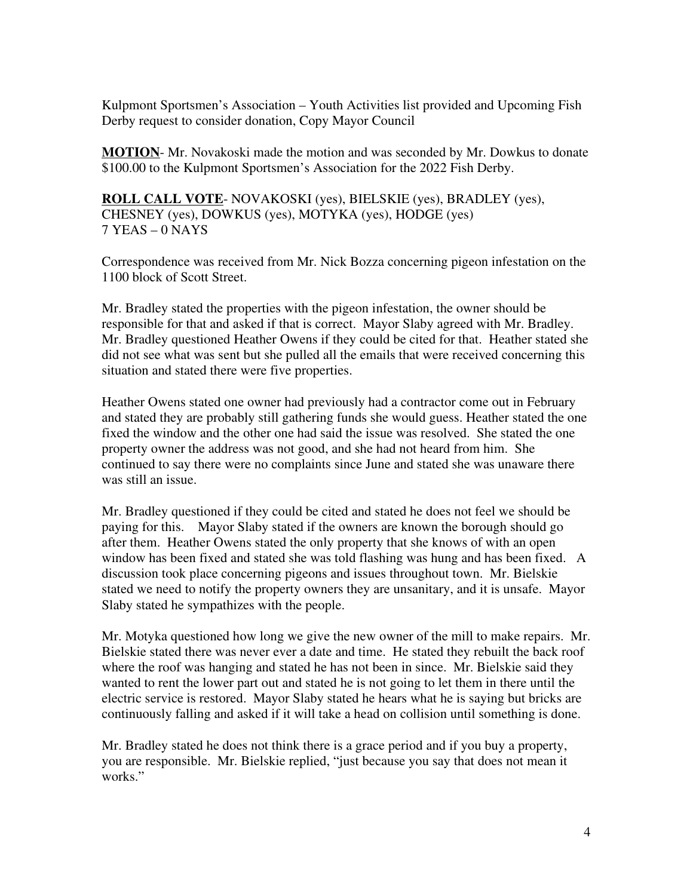Kulpmont Sportsmen's Association – Youth Activities list provided and Upcoming Fish Derby request to consider donation, Copy Mayor Council

**<u>MOTION</u>**- Mr. Novakoski made the motion and was seconded by Mr. Dowkus to donate $100.00 to the Kulpmont Sportsmen's Association for the 2022 Fish Derby.

**<u>ROLL CALL VOTE</u>**- NOVAKOSKI (yes), BIELSKIE (yes), BRADLEY (yes), CHESNEY (yes), DOWKUS (yes), MOTYKA (yes), HODGE (yes)
7 YEAS – 0 NAYS

Correspondence was received from Mr. Nick Bozza concerning pigeon infestation on the 1100 block of Scott Street.

Mr. Bradley stated the properties with the pigeon infestation, the owner should be responsible for that and asked if that is correct. Mayor Slaby agreed with Mr. Bradley. Mr. Bradley questioned Heather Owens if they could be cited for that. Heather stated she did not see what was sent but she pulled all the emails that were received concerning this situation and stated there were five properties.

Heather Owens stated one owner had previously had a contractor come out in February and stated they are probably still gathering funds she would guess. Heather stated the one fixed the window and the other one had said the issue was resolved. She stated the one property owner the address was not good, and she had not heard from him. She continued to say there were no complaints since June and stated she was unaware there was still an issue.

Mr. Bradley questioned if they could be cited and stated he does not feel we should be paying for this. Mayor Slaby stated if the owners are known the borough should go after them. Heather Owens stated the only property that she knows of with an open window has been fixed and stated she was told flashing was hung and has been fixed. A discussion took place concerning pigeons and issues throughout town. Mr. Bielskie stated we need to notify the property owners they are unsanitary, and it is unsafe. Mayor Slaby stated he sympathizes with the people.

Mr. Motyka questioned how long we give the new owner of the mill to make repairs. Mr. Bielskie stated there was never ever a date and time. He stated they rebuilt the back roof where the roof was hanging and stated he has not been in since. Mr. Bielskie said they wanted to rent the lower part out and stated he is not going to let them in there until the electric service is restored. Mayor Slaby stated he hears what he is saying but bricks are continuously falling and asked if it will take a head on collision until something is done.

Mr. Bradley stated he does not think there is a grace period and if you buy a property, you are responsible. Mr. Bielskie replied, "just because you say that does not mean it works."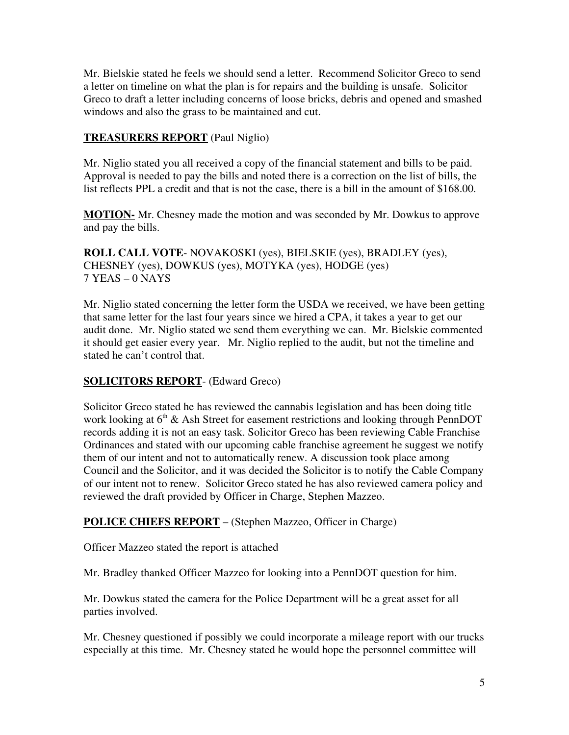Mr. Bielskie stated he feels we should send a letter. Recommend Solicitor Greco to send a letter on timeline on what the plan is for repairs and the building is unsafe. Solicitor Greco to draft a letter including concerns of loose bricks, debris and opened and smashed windows and also the grass to be maintained and cut.

**TREASURERS REPORT** (Paul Niglio)

Mr. Niglio stated you all received a copy of the financial statement and bills to be paid. Approval is needed to pay the bills and noted there is a correction on the list of bills, the list reflects PPL a credit and that is not the case, there is a bill in the amount of $168.00.

**MOTION-** Mr. Chesney made the motion and was seconded by Mr. Dowkus to approve and pay the bills.

**ROLL CALL VOTE**- NOVAKOSKI (yes), BIELSKIE (yes), BRADLEY (yes), CHESNEY (yes), DOWKUS (yes), MOTYKA (yes), HODGE (yes)
7 YEAS – 0 NAYS

Mr. Niglio stated concerning the letter form the USDA we received, we have been getting that same letter for the last four years since we hired a CPA, it takes a year to get our audit done. Mr. Niglio stated we send them everything we can. Mr. Bielskie commented it should get easier every year. Mr. Niglio replied to the audit, but not the timeline and stated he can't control that.

**SOLICITORS REPORT**- (Edward Greco)

Solicitor Greco stated he has reviewed the cannabis legislation and has been doing title work looking at 6th & Ash Street for easement restrictions and looking through PennDOT records adding it is not an easy task. Solicitor Greco has been reviewing Cable Franchise Ordinances and stated with our upcoming cable franchise agreement he suggest we notify them of our intent and not to automatically renew. A discussion took place among Council and the Solicitor, and it was decided the Solicitor is to notify the Cable Company of our intent not to renew. Solicitor Greco stated he has also reviewed camera policy and reviewed the draft provided by Officer in Charge, Stephen Mazzeo.

**POLICE CHIEFS REPORT** – (Stephen Mazzeo, Officer in Charge)

Officer Mazzeo stated the report is attached

Mr. Bradley thanked Officer Mazzeo for looking into a PennDOT question for him.

Mr. Dowkus stated the camera for the Police Department will be a great asset for all parties involved.

Mr. Chesney questioned if possibly we could incorporate a mileage report with our trucks especially at this time. Mr. Chesney stated he would hope the personnel committee will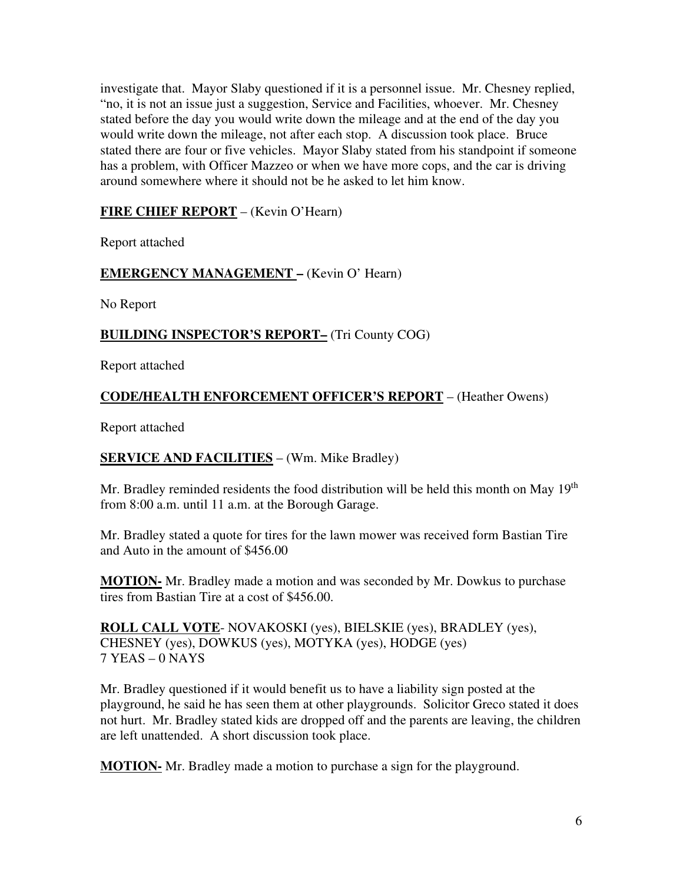investigate that. Mayor Slaby questioned if it is a personnel issue. Mr. Chesney replied, "no, it is not an issue just a suggestion, Service and Facilities, whoever. Mr. Chesney stated before the day you would write down the mileage and at the end of the day you would write down the mileage, not after each stop. A discussion took place. Bruce stated there are four or five vehicles. Mayor Slaby stated from his standpoint if someone has a problem, with Officer Mazzeo or when we have more cops, and the car is driving around somewhere where it should not be he asked to let him know.

**FIRE CHIEF REPORT** – (Kevin O'Hearn)

Report attached

**EMERGENCY MANAGEMENT –** (Kevin O' Hearn)

No Report

**BUILDING INSPECTOR'S REPORT–** (Tri County COG)

Report attached

**CODE/HEALTH ENFORCEMENT OFFICER'S REPORT** – (Heather Owens)

Report attached

**SERVICE AND FACILITIES** – (Wm. Mike Bradley)

Mr. Bradley reminded residents the food distribution will be held this month on May 19th from 8:00 a.m. until 11 a.m. at the Borough Garage.

Mr. Bradley stated a quote for tires for the lawn mower was received form Bastian Tire and Auto in the amount of $456.00

**MOTION-** Mr. Bradley made a motion and was seconded by Mr. Dowkus to purchase tires from Bastian Tire at a cost of $456.00.

**ROLL CALL VOTE**- NOVAKOSKI (yes), BIELSKIE (yes), BRADLEY (yes), CHESNEY (yes), DOWKUS (yes), MOTYKA (yes), HODGE (yes)
7 YEAS – 0 NAYS

Mr. Bradley questioned if it would benefit us to have a liability sign posted at the playground, he said he has seen them at other playgrounds. Solicitor Greco stated it does not hurt. Mr. Bradley stated kids are dropped off and the parents are leaving, the children are left unattended. A short discussion took place.

**MOTION-** Mr. Bradley made a motion to purchase a sign for the playground.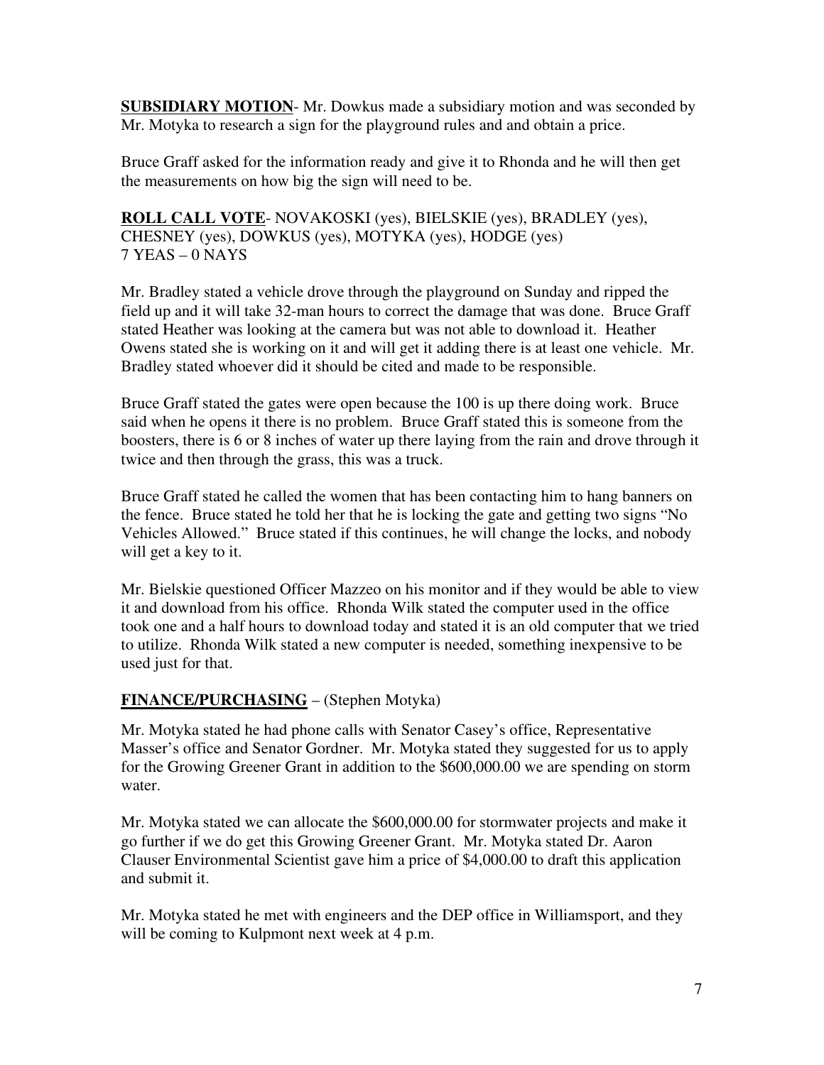**SUBSIDIARY MOTION**- Mr. Dowkus made a subsidiary motion and was seconded by Mr. Motyka to research a sign for the playground rules and and obtain a price.

Bruce Graff asked for the information ready and give it to Rhonda and he will then get the measurements on how big the sign will need to be.

**ROLL CALL VOTE**- NOVAKOSKI (yes), BIELSKIE (yes), BRADLEY (yes), CHESNEY (yes), DOWKUS (yes), MOTYKA (yes), HODGE (yes)
7 YEAS – 0 NAYS

Mr. Bradley stated a vehicle drove through the playground on Sunday and ripped the field up and it will take 32-man hours to correct the damage that was done. Bruce Graff stated Heather was looking at the camera but was not able to download it. Heather Owens stated she is working on it and will get it adding there is at least one vehicle. Mr. Bradley stated whoever did it should be cited and made to be responsible.

Bruce Graff stated the gates were open because the 100 is up there doing work. Bruce said when he opens it there is no problem. Bruce Graff stated this is someone from the boosters, there is 6 or 8 inches of water up there laying from the rain and drove through it twice and then through the grass, this was a truck.

Bruce Graff stated he called the women that has been contacting him to hang banners on the fence. Bruce stated he told her that he is locking the gate and getting two signs "No Vehicles Allowed." Bruce stated if this continues, he will change the locks, and nobody will get a key to it.

Mr. Bielskie questioned Officer Mazzeo on his monitor and if they would be able to view it and download from his office. Rhonda Wilk stated the computer used in the office took one and a half hours to download today and stated it is an old computer that we tried to utilize. Rhonda Wilk stated a new computer is needed, something inexpensive to be used just for that.

**FINANCE/PURCHASING** – (Stephen Motyka)

Mr. Motyka stated he had phone calls with Senator Casey's office, Representative Masser's office and Senator Gordner. Mr. Motyka stated they suggested for us to apply for the Growing Greener Grant in addition to the $600,000.00 we are spending on storm water.

Mr. Motyka stated we can allocate the $600,000.00 for stormwater projects and make it go further if we do get this Growing Greener Grant. Mr. Motyka stated Dr. Aaron Clauser Environmental Scientist gave him a price of $4,000.00 to draft this application and submit it.

Mr. Motyka stated he met with engineers and the DEP office in Williamsport, and they will be coming to Kulpmont next week at 4 p.m.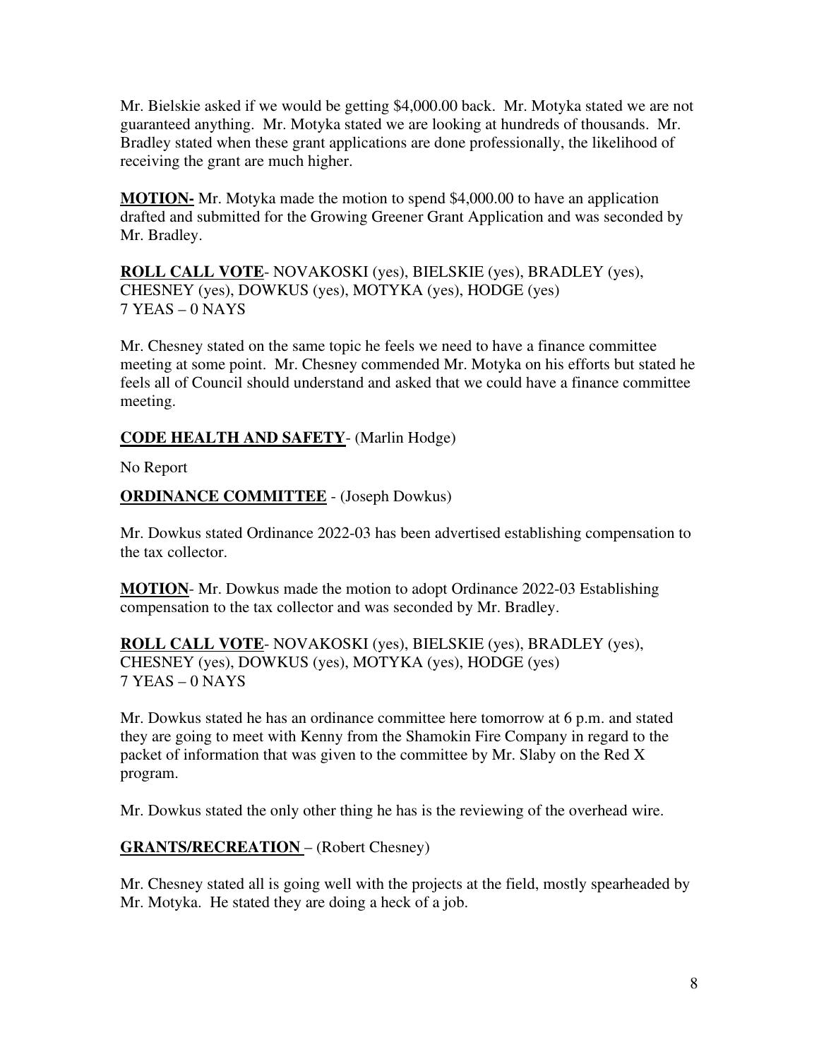Mr. Bielskie asked if we would be getting $4,000.00 back. Mr. Motyka stated we are not guaranteed anything. Mr. Motyka stated we are looking at hundreds of thousands. Mr. Bradley stated when these grant applications are done professionally, the likelihood of receiving the grant are much higher.

**MOTION-** Mr. Motyka made the motion to spend $4,000.00 to have an application drafted and submitted for the Growing Greener Grant Application and was seconded by Mr. Bradley.

**ROLL CALL VOTE**- NOVAKOSKI (yes), BIELSKIE (yes), BRADLEY (yes), CHESNEY (yes), DOWKUS (yes), MOTYKA (yes), HODGE (yes)
7 YEAS – 0 NAYS

Mr. Chesney stated on the same topic he feels we need to have a finance committee meeting at some point. Mr. Chesney commended Mr. Motyka on his efforts but stated he feels all of Council should understand and asked that we could have a finance committee meeting.

**CODE HEALTH AND SAFETY**- (Marlin Hodge)

No Report

**ORDINANCE COMMITTEE** - (Joseph Dowkus)

Mr. Dowkus stated Ordinance 2022-03 has been advertised establishing compensation to the tax collector.

**MOTION**- Mr. Dowkus made the motion to adopt Ordinance 2022-03 Establishing compensation to the tax collector and was seconded by Mr. Bradley.

**ROLL CALL VOTE**- NOVAKOSKI (yes), BIELSKIE (yes), BRADLEY (yes), CHESNEY (yes), DOWKUS (yes), MOTYKA (yes), HODGE (yes)
7 YEAS – 0 NAYS

Mr. Dowkus stated he has an ordinance committee here tomorrow at 6 p.m. and stated they are going to meet with Kenny from the Shamokin Fire Company in regard to the packet of information that was given to the committee by Mr. Slaby on the Red X program.

Mr. Dowkus stated the only other thing he has is the reviewing of the overhead wire.

**GRANTS/RECREATION** – (Robert Chesney)

Mr. Chesney stated all is going well with the projects at the field, mostly spearheaded by Mr. Motyka. He stated they are doing a heck of a job.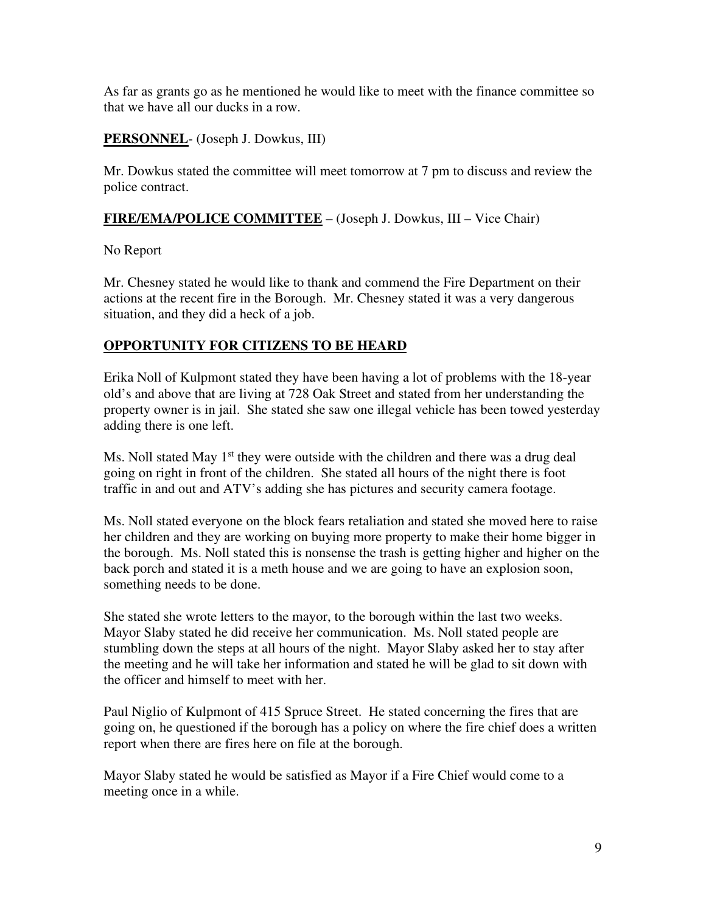As far as grants go as he mentioned he would like to meet with the finance committee so that we have all our ducks in a row.

**PERSONNEL**- (Joseph J. Dowkus, III)

Mr. Dowkus stated the committee will meet tomorrow at 7 pm to discuss and review the police contract.

**FIRE/EMA/POLICE COMMITTEE** – (Joseph J. Dowkus, III – Vice Chair)

No Report

Mr. Chesney stated he would like to thank and commend the Fire Department on their actions at the recent fire in the Borough. Mr. Chesney stated it was a very dangerous situation, and they did a heck of a job.

**OPPORTUNITY FOR CITIZENS TO BE HEARD**

Erika Noll of Kulpmont stated they have been having a lot of problems with the 18-year old's and above that are living at 728 Oak Street and stated from her understanding the property owner is in jail. She stated she saw one illegal vehicle has been towed yesterday adding there is one left.

Ms. Noll stated May 1st they were outside with the children and there was a drug deal going on right in front of the children. She stated all hours of the night there is foot traffic in and out and ATV's adding she has pictures and security camera footage.

Ms. Noll stated everyone on the block fears retaliation and stated she moved here to raise her children and they are working on buying more property to make their home bigger in the borough. Ms. Noll stated this is nonsense the trash is getting higher and higher on the back porch and stated it is a meth house and we are going to have an explosion soon, something needs to be done.

She stated she wrote letters to the mayor, to the borough within the last two weeks. Mayor Slaby stated he did receive her communication. Ms. Noll stated people are stumbling down the steps at all hours of the night. Mayor Slaby asked her to stay after the meeting and he will take her information and stated he will be glad to sit down with the officer and himself to meet with her.

Paul Niglio of Kulpmont of 415 Spruce Street. He stated concerning the fires that are going on, he questioned if the borough has a policy on where the fire chief does a written report when there are fires here on file at the borough.

Mayor Slaby stated he would be satisfied as Mayor if a Fire Chief would come to a meeting once in a while.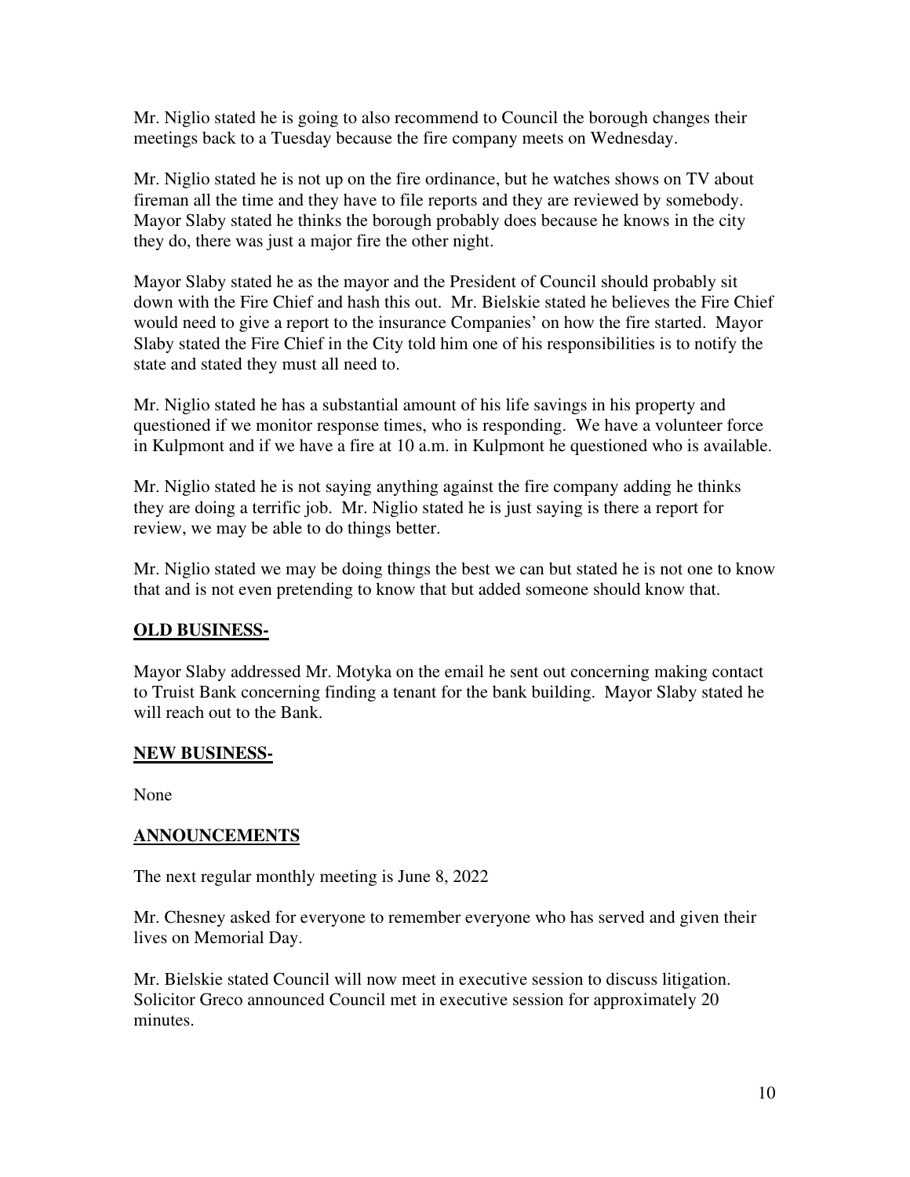Mr. Niglio stated he is going to also recommend to Council the borough changes their meetings back to a Tuesday because the fire company meets on Wednesday.

Mr. Niglio stated he is not up on the fire ordinance, but he watches shows on TV about fireman all the time and they have to file reports and they are reviewed by somebody. Mayor Slaby stated he thinks the borough probably does because he knows in the city they do, there was just a major fire the other night.

Mayor Slaby stated he as the mayor and the President of Council should probably sit down with the Fire Chief and hash this out. Mr. Bielskie stated he believes the Fire Chief would need to give a report to the insurance Companies' on how the fire started. Mayor Slaby stated the Fire Chief in the City told him one of his responsibilities is to notify the state and stated they must all need to.

Mr. Niglio stated he has a substantial amount of his life savings in his property and questioned if we monitor response times, who is responding. We have a volunteer force in Kulpmont and if we have a fire at 10 a.m. in Kulpmont he questioned who is available.

Mr. Niglio stated he is not saying anything against the fire company adding he thinks they are doing a terrific job. Mr. Niglio stated he is just saying is there a report for review, we may be able to do things better.

Mr. Niglio stated we may be doing things the best we can but stated he is not one to know that and is not even pretending to know that but added someone should know that.

## **OLD BUSINESS-**

Mayor Slaby addressed Mr. Motyka on the email he sent out concerning making contact to Truist Bank concerning finding a tenant for the bank building. Mayor Slaby stated he will reach out to the Bank.

## **NEW BUSINESS-**

None

## **ANNOUNCEMENTS**

The next regular monthly meeting is June 8, 2022

Mr. Chesney asked for everyone to remember everyone who has served and given their lives on Memorial Day.

Mr. Bielskie stated Council will now meet in executive session to discuss litigation. Solicitor Greco announced Council met in executive session for approximately 20 minutes.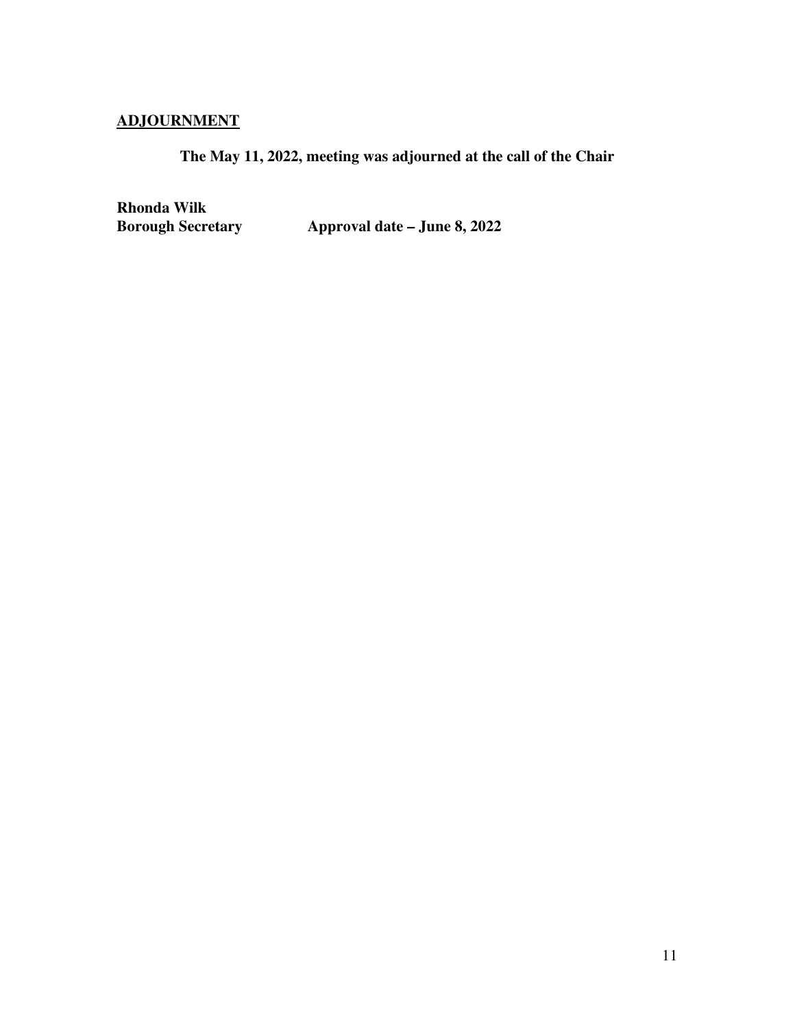**ADJOURNMENT**

**The May 11, 2022, meeting was adjourned at the call of the Chair**

**Rhonda Wilk**
**Borough Secretary** **Approval date – June 8, 2022**